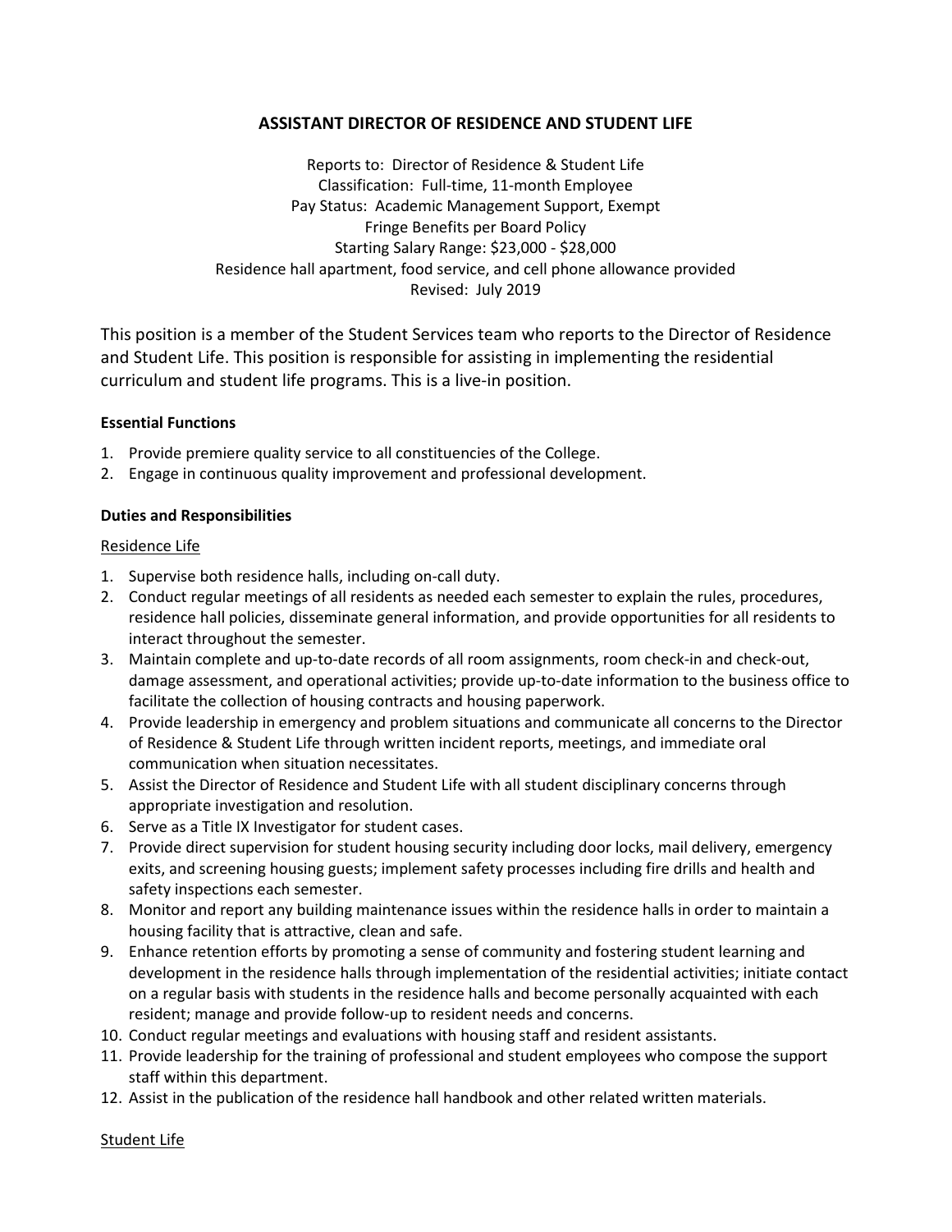# ASSISTANT DIRECTOR OF RESIDENCE AND STUDENT LIFE

Reports to: Director of Residence & Student Life
Classification: Full-time, 11-month Employee
Pay Status: Academic Management Support, Exempt
Fringe Benefits per Board Policy
Starting Salary Range: $23,000 - $28,000
Residence hall apartment, food service, and cell phone allowance provided
Revised: July 2019

This position is a member of the Student Services team who reports to the Director of Residence and Student Life. This position is responsible for assisting in implementing the residential curriculum and student life programs. This is a live-in position.

**Essential Functions**

1. Provide premiere quality service to all constituencies of the College.
2. Engage in continuous quality improvement and professional development.

**Duties and Responsibilities**

Residence Life

1. Supervise both residence halls, including on-call duty.
2. Conduct regular meetings of all residents as needed each semester to explain the rules, procedures, residence hall policies, disseminate general information, and provide opportunities for all residents to interact throughout the semester.
3. Maintain complete and up-to-date records of all room assignments, room check-in and check-out, damage assessment, and operational activities; provide up-to-date information to the business office to facilitate the collection of housing contracts and housing paperwork.
4. Provide leadership in emergency and problem situations and communicate all concerns to the Director of Residence & Student Life through written incident reports, meetings, and immediate oral communication when situation necessitates.
5. Assist the Director of Residence and Student Life with all student disciplinary concerns through appropriate investigation and resolution.
6. Serve as a Title IX Investigator for student cases.
7. Provide direct supervision for student housing security including door locks, mail delivery, emergency exits, and screening housing guests; implement safety processes including fire drills and health and safety inspections each semester.
8. Monitor and report any building maintenance issues within the residence halls in order to maintain a housing facility that is attractive, clean and safe.
9. Enhance retention efforts by promoting a sense of community and fostering student learning and development in the residence halls through implementation of the residential activities; initiate contact on a regular basis with students in the residence halls and become personally acquainted with each resident; manage and provide follow-up to resident needs and concerns.
10. Conduct regular meetings and evaluations with housing staff and resident assistants.
11. Provide leadership for the training of professional and student employees who compose the support staff within this department.
12. Assist in the publication of the residence hall handbook and other related written materials.

Student Life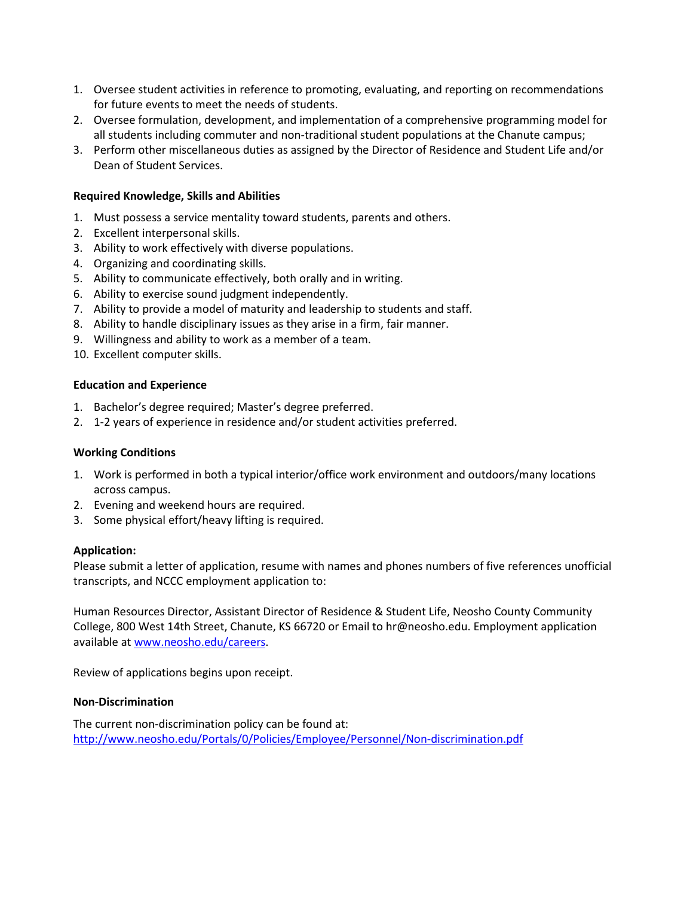1. Oversee student activities in reference to promoting, evaluating, and reporting on recommendations for future events to meet the needs of students.
2. Oversee formulation, development, and implementation of a comprehensive programming model for all students including commuter and non-traditional student populations at the Chanute campus;
3. Perform other miscellaneous duties as assigned by the Director of Residence and Student Life and/or Dean of Student Services.

**Required Knowledge, Skills and Abilities**

1. Must possess a service mentality toward students, parents and others.
2. Excellent interpersonal skills.
3. Ability to work effectively with diverse populations.
4. Organizing and coordinating skills.
5. Ability to communicate effectively, both orally and in writing.
6. Ability to exercise sound judgment independently.
7. Ability to provide a model of maturity and leadership to students and staff.
8. Ability to handle disciplinary issues as they arise in a firm, fair manner.
9. Willingness and ability to work as a member of a team.
10. Excellent computer skills.

**Education and Experience**

1. Bachelor's degree required; Master's degree preferred.
2. 1-2 years of experience in residence and/or student activities preferred.

**Working Conditions**

1. Work is performed in both a typical interior/office work environment and outdoors/many locations across campus.
2. Evening and weekend hours are required.
3. Some physical effort/heavy lifting is required.

**Application:**

Please submit a letter of application, resume with names and phones numbers of five references unofficial transcripts, and NCCC employment application to:

Human Resources Director, Assistant Director of Residence & Student Life, Neosho County Community College, 800 West 14th Street, Chanute, KS 66720 or Email to hr@neosho.edu. Employment application available at [www.neosho.edu/careers](www.neosho.edu/careers).

Review of applications begins upon receipt.

**Non-Discrimination**

The current non-discrimination policy can be found at:
[http://www.neosho.edu/Portals/0/Policies/Employee/Personnel/Non-discrimination.pdf](http://www.neosho.edu/Portals/0/Policies/Employee/Personnel/Non-discrimination.pdf)